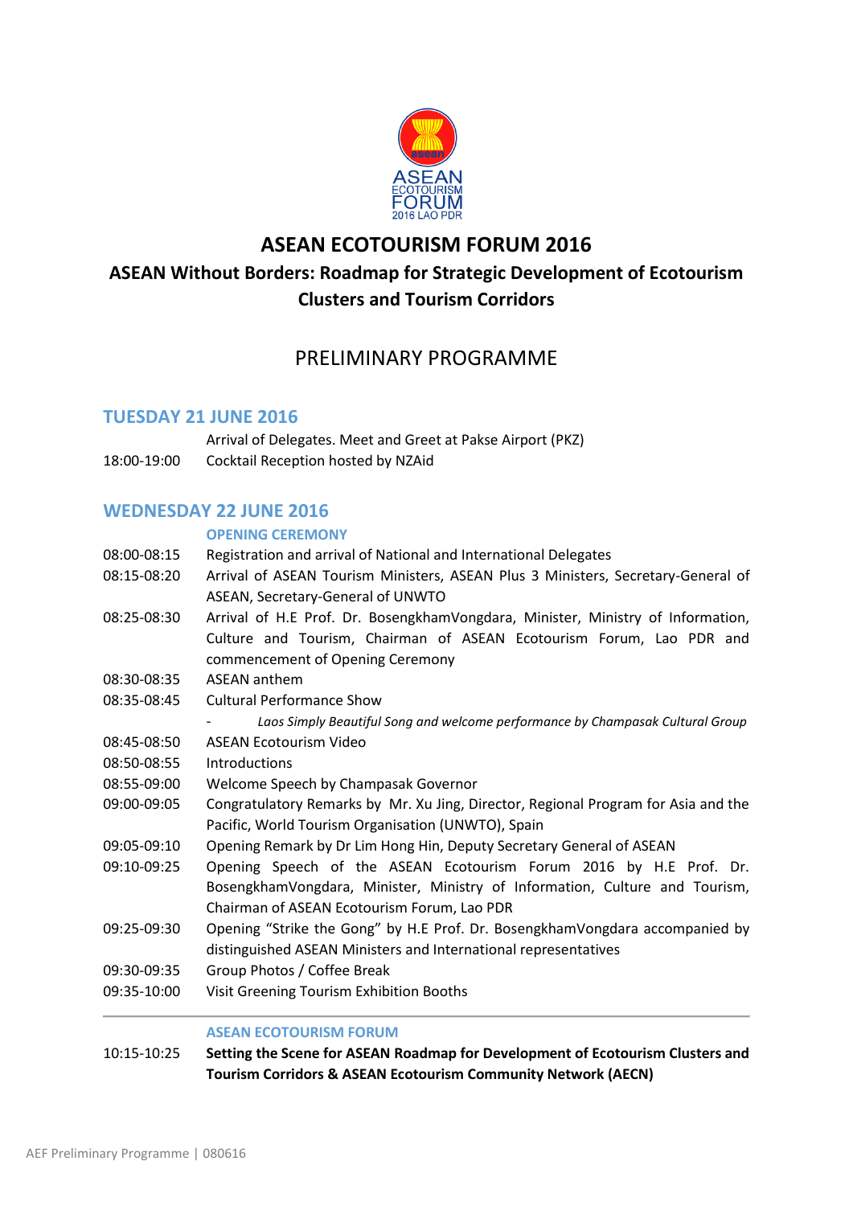# ASEAN ECOTOURISM FORUM 2016

## ASEAN Without Borders: Roadmap for Strategic Development of Ecotourism Clusters and Tourism Corridors

## PRELIMINARY PROGRAMME

### TUESDAY 21 JUNE 2016

| | |
|---|---|
| | Arrival of Delegates. Meet and Greet at Pakse Airport (PKZ) |
| 18:00-19:00 | Cocktail Reception hosted by NZAid |

### WEDNESDAY 22 JUNE 2016

#### OPENING CEREMONY

| | |
|---|---|
| 08:00-08:15 | Registration and arrival of National and International Delegates |
| 08:15-08:20 | Arrival of ASEAN Tourism Ministers, ASEAN Plus 3 Ministers, Secretary-General of ASEAN, Secretary-General of UNWTO |
| 08:25-08:30 | Arrival of H.E Prof. Dr. BosengkhamVongdara, Minister, Ministry of Information, Culture and Tourism, Chairman of ASEAN Ecotourism Forum, Lao PDR and commencement of Opening Ceremony |
| 08:30-08:35 | ASEAN anthem |
| 08:35-08:45 | Cultural Performance Show<br>- *Laos Simply Beautiful Song and welcome performance by Champasak Cultural Group* |
| 08:45-08:50 | ASEAN Ecotourism Video |
| 08:50-08:55 | Introductions |
| 08:55-09:00 | Welcome Speech by Champasak Governor |
| 09:00-09:05 | Congratulatory Remarks by Mr. Xu Jing, Director, Regional Program for Asia and the Pacific, World Tourism Organisation (UNWTO), Spain |
| 09:05-09:10 | Opening Remark by Dr Lim Hong Hin, Deputy Secretary General of ASEAN |
| 09:10-09:25 | Opening Speech of the ASEAN Ecotourism Forum 2016 by H.E Prof. Dr. BosengkhamVongdara, Minister, Ministry of Information, Culture and Tourism, Chairman of ASEAN Ecotourism Forum, Lao PDR |
| 09:25-09:30 | Opening "Strike the Gong" by H.E Prof. Dr. BosengkhamVongdara accompanied by distinguished ASEAN Ministers and International representatives |
| 09:30-09:35 | Group Photos / Coffee Break |
| 09:35-10:00 | Visit Greening Tourism Exhibition Booths |

---

#### ASEAN ECOTOURISM FORUM

| | |
|---|---|
| 10:15-10:25 | **Setting the Scene for ASEAN Roadmap for Development of Ecotourism Clusters and Tourism Corridors & ASEAN Ecotourism Community Network (AECN)** |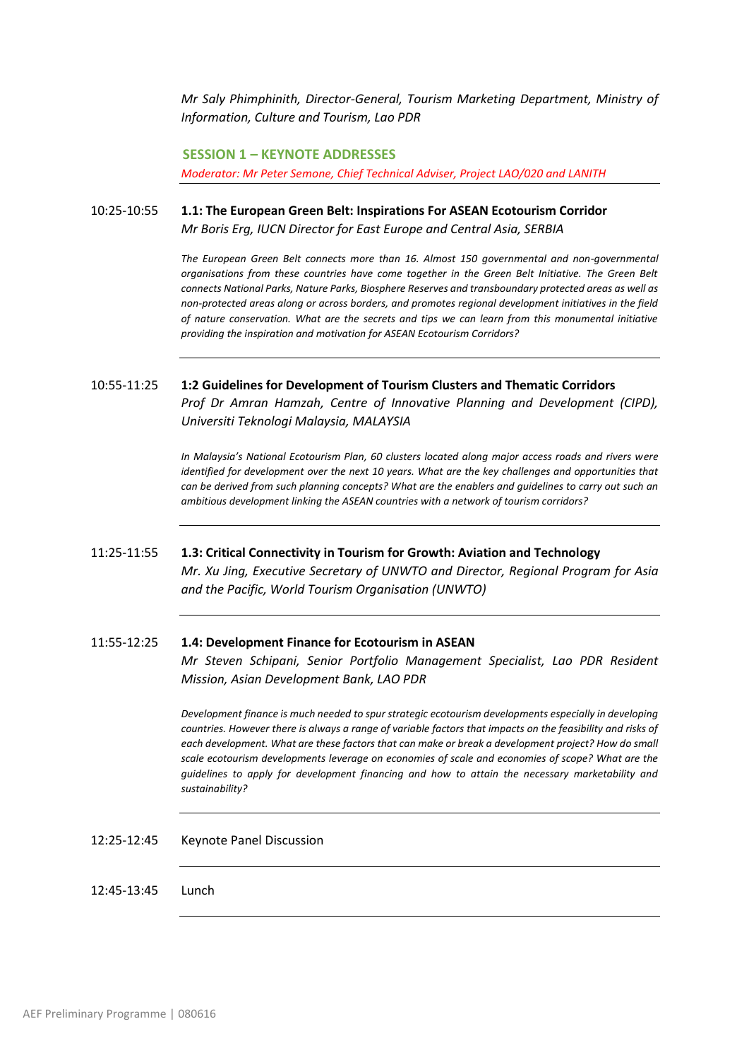*Mr Saly Phimphinith, Director-General, Tourism Marketing Department, Ministry of Information, Culture and Tourism, Lao PDR*

## SESSION 1 – KEYNOTE ADDRESSES

*Moderator: Mr Peter Semone, Chief Technical Adviser, Project LAO/020 and LANITH*

10:25-10:55 **1.1: The European Green Belt: Inspirations For ASEAN Ecotourism Corridor**
*Mr Boris Erg, IUCN Director for East Europe and Central Asia, SERBIA*

*The European Green Belt connects more than 16. Almost 150 governmental and non-governmental organisations from these countries have come together in the Green Belt Initiative. The Green Belt connects National Parks, Nature Parks, Biosphere Reserves and transboundary protected areas as well as non-protected areas along or across borders, and promotes regional development initiatives in the field of nature conservation. What are the secrets and tips we can learn from this monumental initiative providing the inspiration and motivation for ASEAN Ecotourism Corridors?*

10:55-11:25 **1:2 Guidelines for Development of Tourism Clusters and Thematic Corridors**
*Prof Dr Amran Hamzah, Centre of Innovative Planning and Development (CIPD), Universiti Teknologi Malaysia, MALAYSIA*

*In Malaysia's National Ecotourism Plan, 60 clusters located along major access roads and rivers were identified for development over the next 10 years. What are the key challenges and opportunities that can be derived from such planning concepts? What are the enablers and guidelines to carry out such an ambitious development linking the ASEAN countries with a network of tourism corridors?*

11:25-11:55 **1.3: Critical Connectivity in Tourism for Growth: Aviation and Technology**
*Mr. Xu Jing, Executive Secretary of UNWTO and Director, Regional Program for Asia and the Pacific, World Tourism Organisation (UNWTO)*

11:55-12:25 **1.4: Development Finance for Ecotourism in ASEAN**
*Mr Steven Schipani, Senior Portfolio Management Specialist, Lao PDR Resident Mission, Asian Development Bank, LAO PDR*

*Development finance is much needed to spur strategic ecotourism developments especially in developing countries. However there is always a range of variable factors that impacts on the feasibility and risks of each development. What are these factors that can make or break a development project? How do small scale ecotourism developments leverage on economies of scale and economies of scope? What are the guidelines to apply for development financing and how to attain the necessary marketability and sustainability?*

12:25-12:45 Keynote Panel Discussion

12:45-13:45 Lunch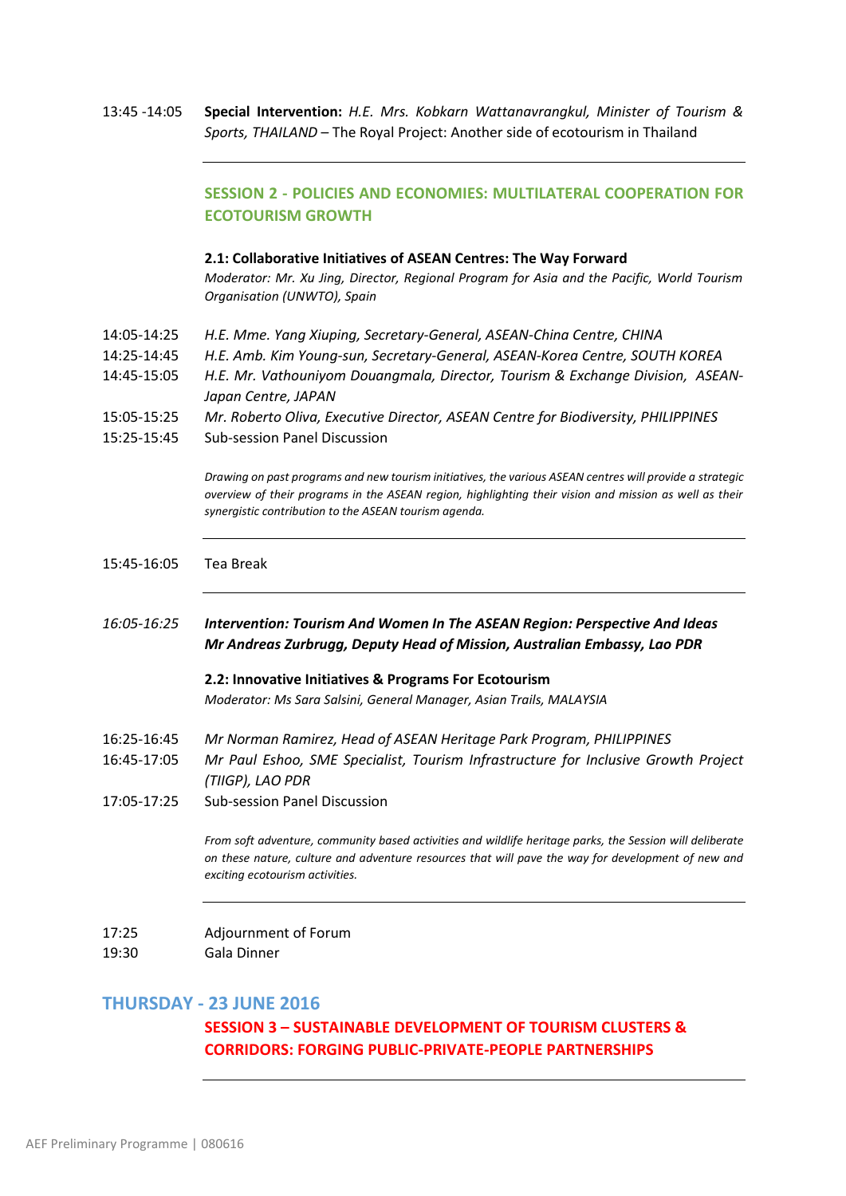13:45 -14:05 **Special Intervention:** *H.E. Mrs. Kobkarn Wattanavrangkul, Minister of Tourism & Sports, THAILAND* – The Royal Project: Another side of ecotourism in Thailand

---

## SESSION 2 - POLICIES AND ECONOMIES: MULTILATERAL COOPERATION FOR ECOTOURISM GROWTH

**2.1: Collaborative Initiatives of ASEAN Centres: The Way Forward**

*Moderator: Mr. Xu Jing, Director, Regional Program for Asia and the Pacific, World Tourism Organisation (UNWTO), Spain*

14:05-14:25 *H.E. Mme. Yang Xiuping, Secretary-General, ASEAN-China Centre, CHINA*

14:25-14:45 *H.E. Amb. Kim Young-sun, Secretary-General, ASEAN-Korea Centre, SOUTH KOREA*

14:45-15:05 *H.E. Mr. Vathouniyom Douangmala, Director, Tourism & Exchange Division, ASEAN-Japan Centre, JAPAN*

15:05-15:25 *Mr. Roberto Oliva, Executive Director, ASEAN Centre for Biodiversity, PHILIPPINES*

15:25-15:45 Sub-session Panel Discussion

*Drawing on past programs and new tourism initiatives, the various ASEAN centres will provide a strategic overview of their programs in the ASEAN region, highlighting their vision and mission as well as their synergistic contribution to the ASEAN tourism agenda.*

---

15:45-16:05 Tea Break

---

*16:05-16:25* ***Intervention: Tourism And Women In The ASEAN Region: Perspective And Ideas***
***Mr Andreas Zurbrugg, Deputy Head of Mission, Australian Embassy, Lao PDR***

**2.2: Innovative Initiatives & Programs For Ecotourism**

*Moderator: Ms Sara Salsini, General Manager, Asian Trails, MALAYSIA*

16:25-16:45 *Mr Norman Ramirez, Head of ASEAN Heritage Park Program, PHILIPPINES*

16:45-17:05 *Mr Paul Eshoo, SME Specialist, Tourism Infrastructure for Inclusive Growth Project (TIIGP), LAO PDR*

17:05-17:25 Sub-session Panel Discussion

*From soft adventure, community based activities and wildlife heritage parks, the Session will deliberate on these nature, culture and adventure resources that will pave the way for development of new and exciting ecotourism activities.*

---

17:25 Adjournment of Forum

19:30 Gala Dinner

# THURSDAY - 23 JUNE 2016

## SESSION 3 – SUSTAINABLE DEVELOPMENT OF TOURISM CLUSTERS & CORRIDORS: FORGING PUBLIC-PRIVATE-PEOPLE PARTNERSHIPS

---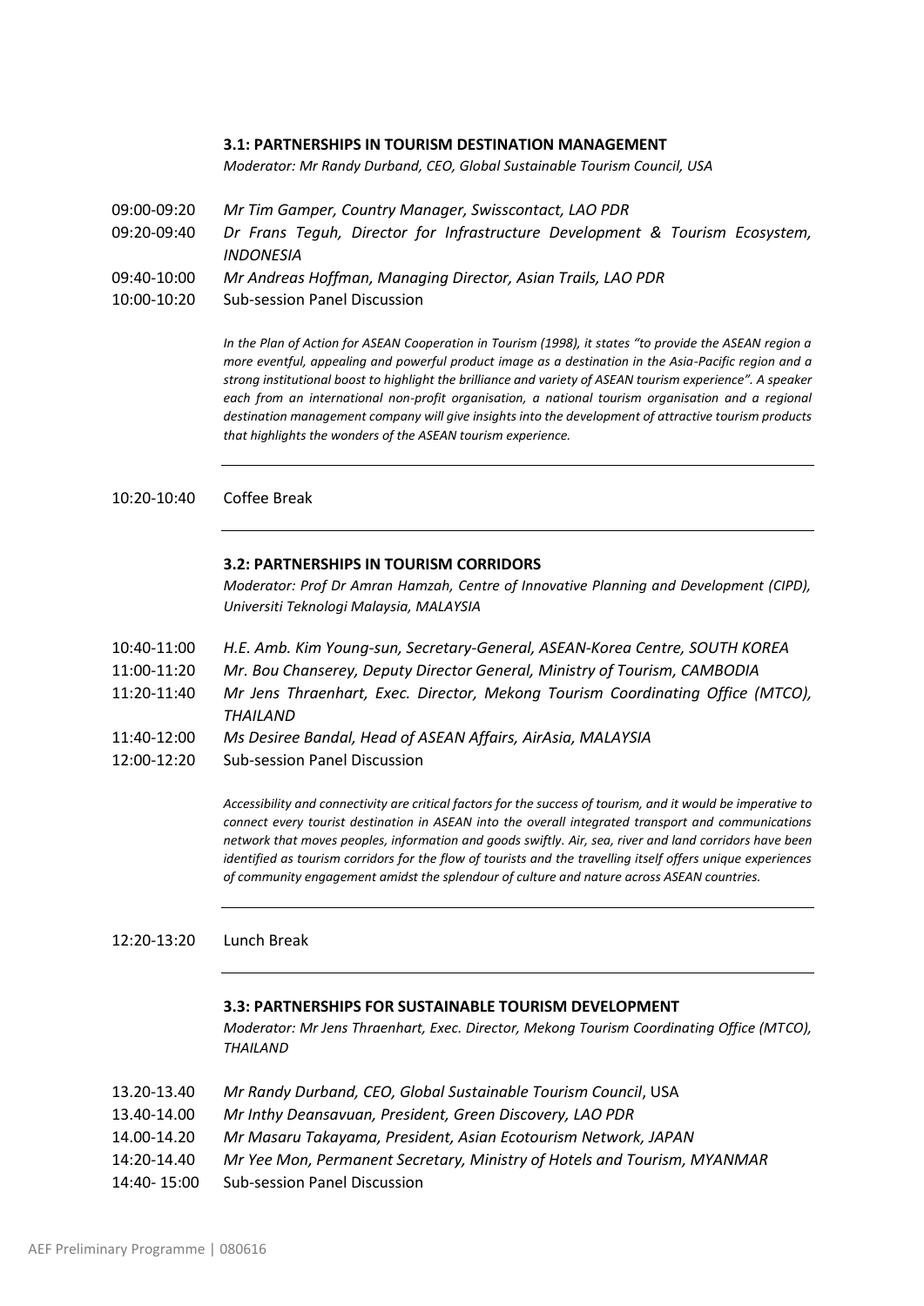**3.1: PARTNERSHIPS IN TOURISM DESTINATION MANAGEMENT**

*Moderator: Mr Randy Durband, CEO, Global Sustainable Tourism Council, USA*

| | |
|---|---|
| 09:00-09:20 | *Mr Tim Gamper, Country Manager, Swisscontact, LAO PDR* |
| 09:20-09:40 | *Dr Frans Teguh, Director for Infrastructure Development & Tourism Ecosystem, INDONESIA* |
| 09:40-10:00 | *Mr Andreas Hoffman, Managing Director, Asian Trails, LAO PDR* |
| 10:00-10:20 | Sub-session Panel Discussion |

*In the Plan of Action for ASEAN Cooperation in Tourism (1998), it states "to provide the ASEAN region a more eventful, appealing and powerful product image as a destination in the Asia-Pacific region and a strong institutional boost to highlight the brilliance and variety of ASEAN tourism experience". A speaker each from an international non-profit organisation, a national tourism organisation and a regional destination management company will give insights into the development of attractive tourism products that highlights the wonders of the ASEAN tourism experience.*

---

10:20-10:40 Coffee Break

---

**3.2: PARTNERSHIPS IN TOURISM CORRIDORS**

*Moderator: Prof Dr Amran Hamzah, Centre of Innovative Planning and Development (CIPD), Universiti Teknologi Malaysia, MALAYSIA*

| | |
|---|---|
| 10:40-11:00 | *H.E. Amb. Kim Young-sun, Secretary-General, ASEAN-Korea Centre, SOUTH KOREA* |
| 11:00-11:20 | *Mr. Bou Chanserey, Deputy Director General, Ministry of Tourism, CAMBODIA* |
| 11:20-11:40 | *Mr Jens Thraenhart, Exec. Director, Mekong Tourism Coordinating Office (MTCO), THAILAND* |
| 11:40-12:00 | *Ms Desiree Bandal, Head of ASEAN Affairs, AirAsia, MALAYSIA* |
| 12:00-12:20 | Sub-session Panel Discussion |

*Accessibility and connectivity are critical factors for the success of tourism, and it would be imperative to connect every tourist destination in ASEAN into the overall integrated transport and communications network that moves peoples, information and goods swiftly. Air, sea, river and land corridors have been identified as tourism corridors for the flow of tourists and the travelling itself offers unique experiences of community engagement amidst the splendour of culture and nature across ASEAN countries.*

---

12:20-13:20 Lunch Break

---

**3.3: PARTNERSHIPS FOR SUSTAINABLE TOURISM DEVELOPMENT**

*Moderator: Mr Jens Thraenhart, Exec. Director, Mekong Tourism Coordinating Office (MTCO), THAILAND*

| | |
|---|---|
| 13.20-13.40 | *Mr Randy Durband, CEO, Global Sustainable Tourism Council*, USA |
| 13.40-14.00 | *Mr Inthy Deansavuan, President, Green Discovery, LAO PDR* |
| 14.00-14.20 | *Mr Masaru Takayama, President, Asian Ecotourism Network, JAPAN* |
| 14:20-14.40 | *Mr Yee Mon, Permanent Secretary, Ministry of Hotels and Tourism, MYANMAR* |
| 14:40- 15:00 | Sub-session Panel Discussion |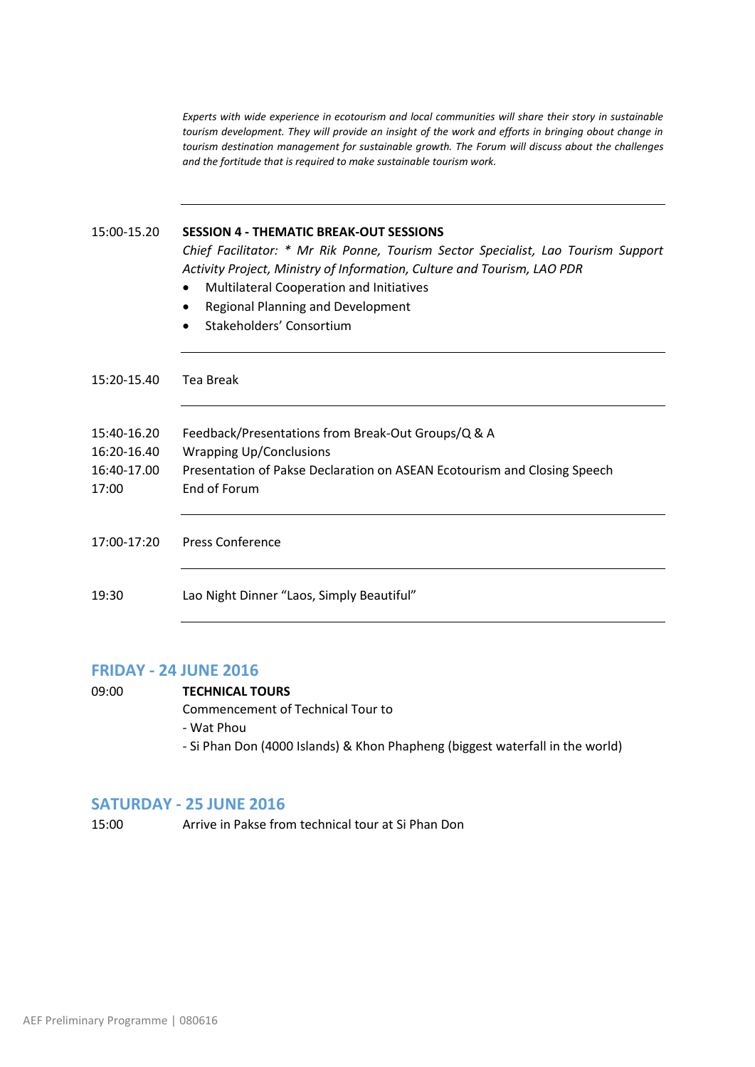*Experts with wide experience in ecotourism and local communities will share their story in sustainable tourism development. They will provide an insight of the work and efforts in bringing obout change in tourism destination management for sustainable growth. The Forum will discuss about the challenges and the fortitude that is required to make sustainable tourism work.*

---

15:00-15.20 **SESSION 4 - THEMATIC BREAK-OUT SESSIONS**

*Chief Facilitator: * Mr Rik Ponne, Tourism Sector Specialist, Lao Tourism Support Activity Project, Ministry of Information, Culture and Tourism, LAO PDR*

- Multilateral Cooperation and Initiatives
- Regional Planning and Development
- Stakeholders' Consortium

---

15:20-15.40 Tea Break

---

15:40-16.20 Feedback/Presentations from Break-Out Groups/Q & A

16:20-16.40 Wrapping Up/Conclusions

16:40-17.00 Presentation of Pakse Declaration on ASEAN Ecotourism and Closing Speech

17:00 End of Forum

---

17:00-17:20 Press Conference

---

19:30 Lao Night Dinner "Laos, Simply Beautiful"

---

## FRIDAY - 24 JUNE 2016

09:00 **TECHNICAL TOURS**

Commencement of Technical Tour to

- Wat Phou
- Si Phan Don (4000 Islands) & Khon Phapheng (biggest waterfall in the world)

## SATURDAY - 25 JUNE 2016

15:00 Arrive in Pakse from technical tour at Si Phan Don